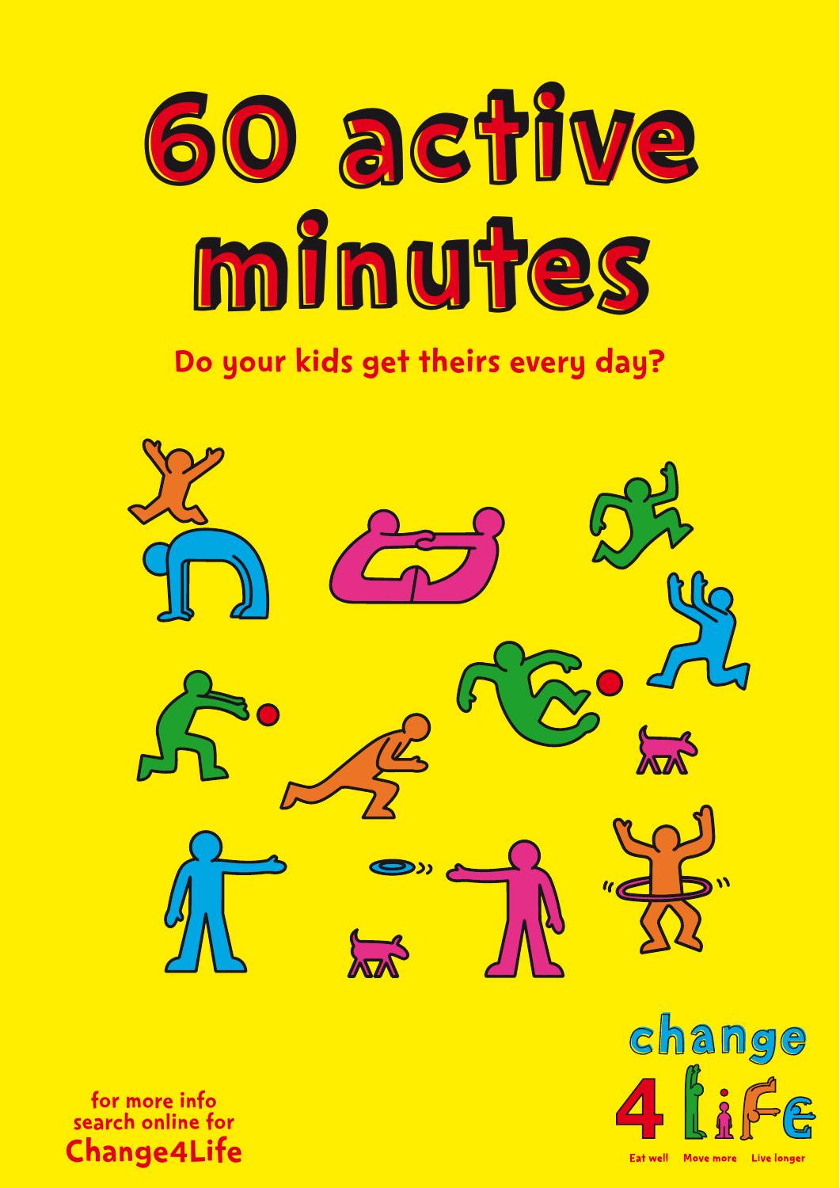# 60 active minutes

**Do your kids get theirs every day?**

for more info
search online for
**Change4Life**

change 4 Life

Eat well   Move more   Live longer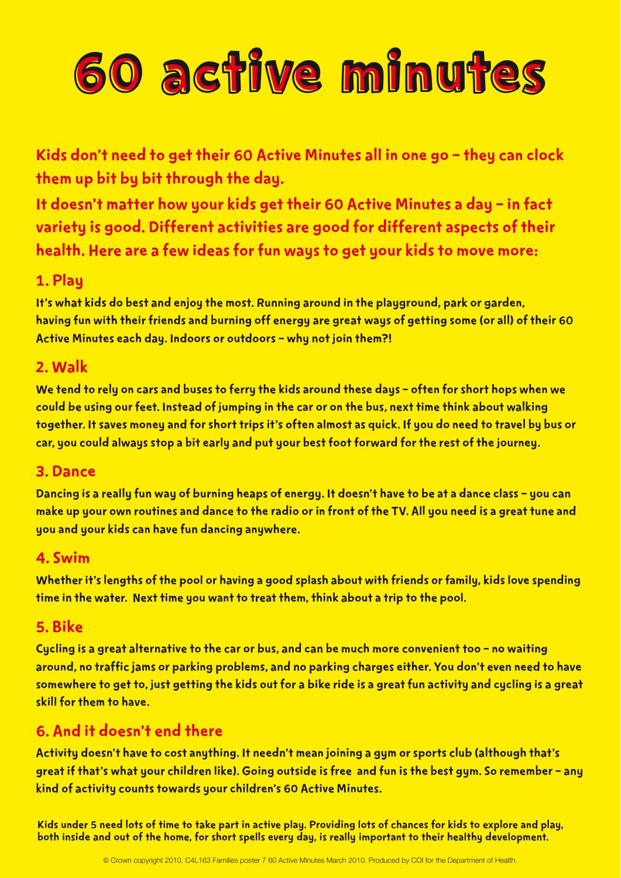# 60 active minutes

**Kids don't need to get their 60 Active Minutes all in one go – they can clock them up bit by bit through the day.**

**It doesn't matter how your kids get their 60 Active Minutes a day – in fact variety is good. Different activities are good for different aspects of their health. Here are a few ideas for fun ways to get your kids to move more:**

## 1. Play

It's what kids do best and enjoy the most. Running around in the playground, park or garden, having fun with their friends and burning off energy are great ways of getting some (or all) of their 60 Active Minutes each day. Indoors or outdoors – why not join them?!

## 2. Walk

We tend to rely on cars and buses to ferry the kids around these days – often for short hops when we could be using our feet. Instead of jumping in the car or on the bus, next time think about walking together. It saves money and for short trips it's often almost as quick. If you do need to travel by bus or car, you could always stop a bit early and put your best foot forward for the rest of the journey.

## 3. Dance

Dancing is a really fun way of burning heaps of energy. It doesn't have to be at a dance class – you can make up your own routines and dance to the radio or in front of the TV. All you need is a great tune and you and your kids can have fun dancing anywhere.

## 4. Swim

Whether it's lengths of the pool or having a good splash about with friends or family, kids love spending time in the water. Next time you want to treat them, think about a trip to the pool.

## 5. Bike

Cycling is a great alternative to the car or bus, and can be much more convenient too – no waiting around, no traffic jams or parking problems, and no parking charges either. You don't even need to have somewhere to get to, just getting the kids out for a bike ride is a great fun activity and cycling is a great skill for them to have.

## 6. And it doesn't end there

Activity doesn't have to cost anything. It needn't mean joining a gym or sports club (although that's great if that's what your children like). Going outside is free and fun is the best gym. So remember – any kind of activity counts towards your children's 60 Active Minutes.

**Kids under 5 need lots of time to take part in active play. Providing lots of chances for kids to explore and play, both inside and out of the home, for short spells every day, is really important to their healthy development.**

© Crown copyright 2010. C4L163 Families poster 7 60 Active Minutes March 2010. Produced by COI for the Department of Health.